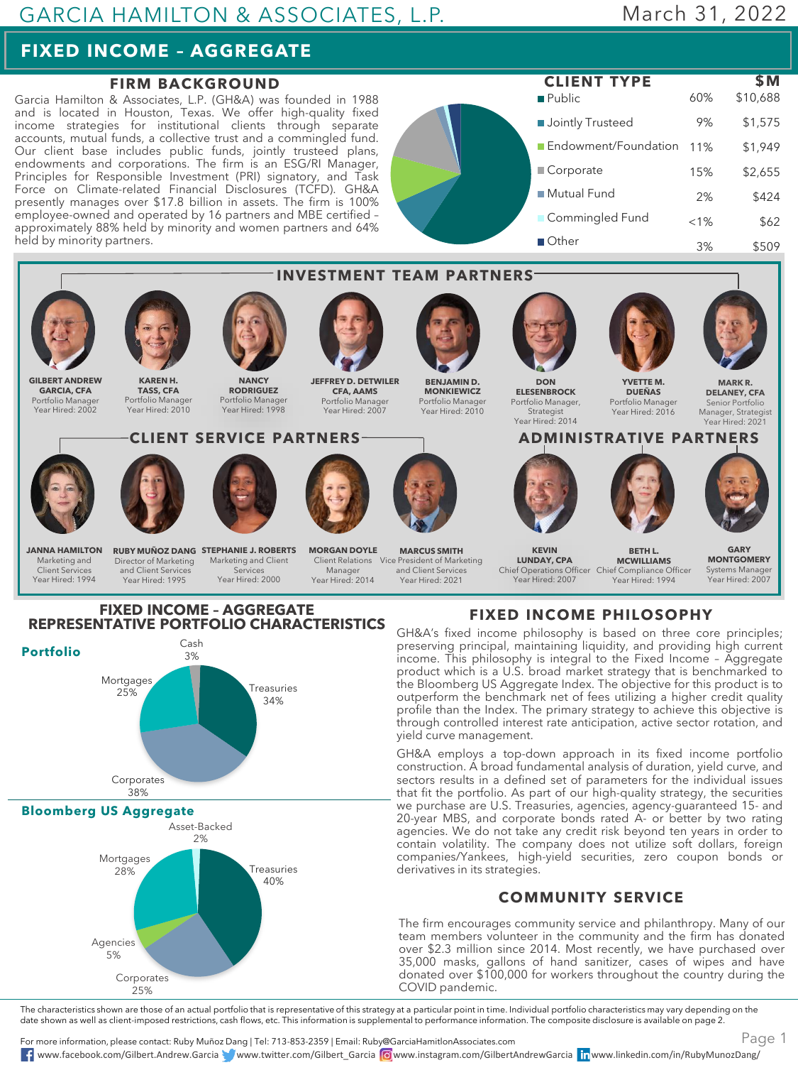GARCIA HAMILTON & ASSOCIATES, L.P.

March 31, 2022

# FIXED INCOME – AGGREGATE

## FIRM BACKGROUND

Garcia Hamilton & Associates, L.P. (GH&A) was founded in 1988 and is located in Houston, Texas. We offer high-quality fixed income strategies for institutional clients through separate accounts, mutual funds, a collective trust and a commingled fund. Our client base includes public funds, jointly trusteed plans, endowments and corporations. The firm is an ESG/RI Manager, Principles for Responsible Investment (PRI) signatory, and Task Force on Climate-related Financial Disclosures (TCFD). GH&A presently manages over $17.8 billion in assets. The firm is 100% employee-owned and operated by 16 partners and MBE certified – approximately 88% held by minority and women partners and 64% held by minority partners.

## CLIENT TYPE

| Client Type | % | $M |
|---|---|---|
| Public | 60% | $10,688 |
| Jointly Trusteed | 9% | $1,575 |
| Endowment/Foundation | 11% | $1,949 |
| Corporate | 15% | $2,655 |
| Mutual Fund | 2% | $424 |
| Commingled Fund | <1% | $62 |
| Other | 3% | $509 |

## INVESTMENT TEAM PARTNERS

- **GILBERT ANDREW GARCIA, CFA** – Portfolio Manager – Year Hired: 2002
- **KAREN H. TASS, CFA** – Portfolio Manager – Year Hired: 2010
- **NANCY RODRIGUEZ** – Portfolio Manager – Year Hired: 1998
- **JEFFREY D. DETWILER CFA, AAMS** – Portfolio Manager – Year Hired: 2007
- **BENJAMIN D. MONKIEWICZ** – Portfolio Manager – Year Hired: 2010
- **DON ELESENBROCK** – Portfolio Manager, Strategist – Year Hired: 2014
- **YVETTE M. DUEÑAS** – Portfolio Manager – Year Hired: 2016
- **MARK R. DELANEY, CFA** – Senior Portfolio Manager, Strategist – Year Hired: 2021

## CLIENT SERVICE PARTNERS

- **JANNA HAMILTON** – Marketing and Client Services – Year Hired: 1994
- **RUBY MUÑOZ DANG** – Director of Marketing and Client Services – Year Hired: 1995
- **STEPHANIE J. ROBERTS** – Marketing and Client Services – Year Hired: 2000
- **MORGAN DOYLE** – Client Relations Manager – Year Hired: 2014
- **MARCUS SMITH** – Vice President of Marketing and Client Services – Year Hired: 2021

## ADMINISTRATIVE PARTNERS

- **KEVIN LUNDAY, CPA** – Chief Operations Officer – Year Hired: 2007
- **BETH L. MCWILLIAMS** – Chief Compliance Officer – Year Hired: 1994
- **GARY MONTGOMERY** – Systems Manager – Year Hired: 2007

## FIXED INCOME – AGGREGATE REPRESENTATIVE PORTFOLIO CHARACTERISTICS

**Portfolio**

| Sector | % |
|---|---|
| Treasuries | 34% |
| Corporates | 38% |
| Mortgages | 25% |
| Cash | 3% |

**Bloomberg US Aggregate**

| Sector | % |
|---|---|
| Treasuries | 40% |
| Corporates | 25% |
| Agencies | 5% |
| Mortgages | 28% |
| Asset-Backed | 2% |

## FIXED INCOME PHILOSOPHY

GH&A's fixed income philosophy is based on three core principles; preserving principal, maintaining liquidity, and providing high current income. This philosophy is integral to the Fixed Income – Aggregate product which is a U.S. broad market strategy that is benchmarked to the Bloomberg US Aggregate Index. The objective for this product is to outperform the benchmark net of fees utilizing a higher credit quality profile than the Index. The primary strategy to achieve this objective is through controlled interest rate anticipation, active sector rotation, and yield curve management.

GH&A employs a top-down approach in its fixed income portfolio construction. A broad fundamental analysis of duration, yield curve, and sectors results in a defined set of parameters for the individual issues that fit the portfolio. As part of our high-quality strategy, the securities we purchase are U.S. Treasuries, agencies, agency-guaranteed 15- and 20-year MBS, and corporate bonds rated A- or better by two rating agencies. We do not take any credit risk beyond ten years in order to contain volatility. The company does not utilize soft dollars, foreign companies/Yankees, high-yield securities, zero coupon bonds or derivatives in its strategies.

## COMMUNITY SERVICE

The firm encourages community service and philanthropy. Many of our team members volunteer in the community and the firm has donated over $2.3 million since 2014. Most recently, we have purchased over 35,000 masks, gallons of hand sanitizer, cases of wipes and have donated over $100,000 for workers throughout the country during the COVID pandemic.

The characteristics shown are those of an actual portfolio that is representative of this strategy at a particular point in time. Individual portfolio characteristics may vary depending on the date shown as well as client-imposed restrictions, cash flows, etc. This information is supplemental to performance information. The composite disclosure is available on page 2.

For more information, please contact: Ruby Muñoz Dang | Tel: 713-853-2359 | Email: Ruby@GarciaHamiltonAssociates.com

www.facebook.com/Gilbert.Andrew.Garcia | www.twitter.com/Gilbert_Garcia | www.instagram.com/GilbertAndrewGarcia | www.linkedin.com/in/RubyMunozDang/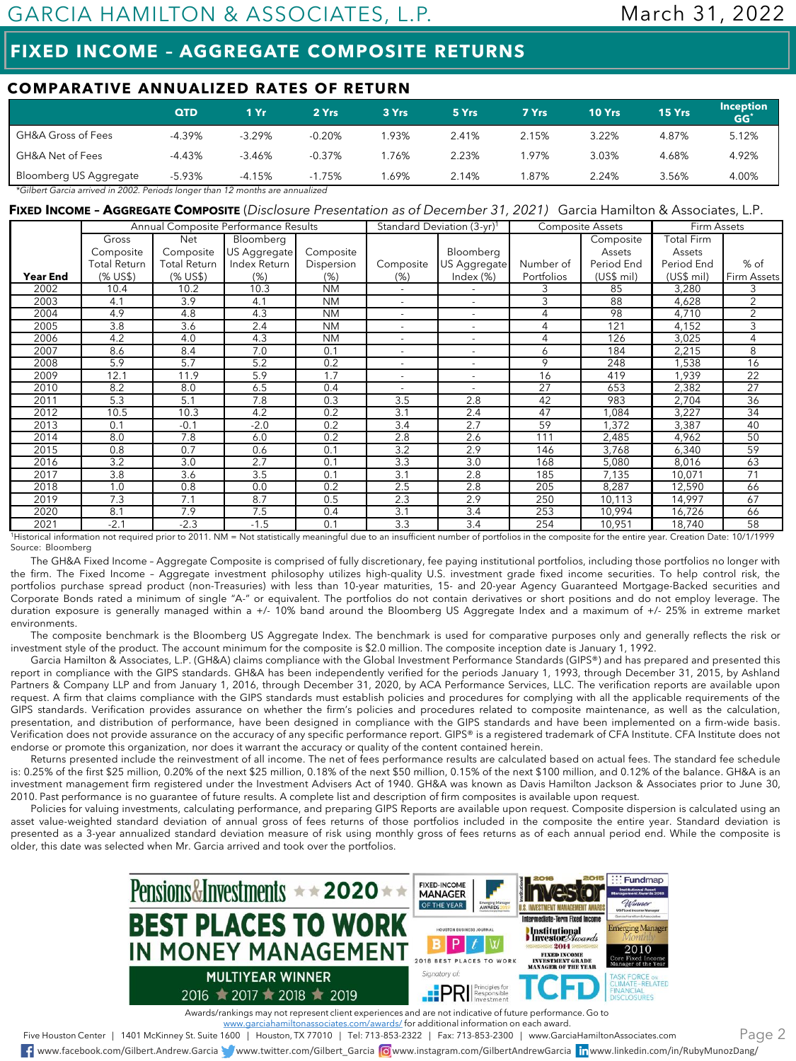# GARCIA HAMILTON & ASSOCIATES, L.P.

March 31, 2022

## FIXED INCOME – AGGREGATE COMPOSITE RETURNS

### COMPARATIVE ANNUALIZED RATES OF RETURN

| | QTD | 1 Yr | 2 Yrs | 3 Yrs | 5 Yrs | 7 Yrs | 10 Yrs | 15 Yrs | Inception GG* |
|---|---|---|---|---|---|---|---|---|---|
| GH&A Gross of Fees | -4.39% | -3.29% | -0.20% | 1.93% | 2.41% | 2.15% | 3.22% | 4.87% | 5.12% |
| GH&A Net of Fees | -4.43% | -3.46% | -0.37% | 1.76% | 2.23% | 1.97% | 3.03% | 4.68% | 4.92% |
| Bloomberg US Aggregate | -5.93% | -4.15% | -1.75% | 1.69% | 2.14% | 1.87% | 2.24% | 3.56% | 4.00% |

*Gilbert Garcia arrived in 2002. Periods longer than 12 months are annualized

**FIXED INCOME – AGGREGATE COMPOSITE** (*Disclosure Presentation as of December 31, 2021*) Garcia Hamilton & Associates, L.P.

| | Annual Composite Performance Results | | | | Standard Deviation (3-yr)[1] | | Composite Assets | | Firm Assets | |
|---|---|---|---|---|---|---|---|---|---|---|
| Year End | Gross Composite Total Return (% US$) | Net Composite Total Return (% US$) | Bloomberg US Aggregate Index Return (%) | Composite Dispersion (%) | Composite (%) | Bloomberg US Aggregate Index (%) | Number of Portfolios | Composite Assets Period End (US$ mil) | Total Firm Assets Period End (US$ mil) | % of Firm Assets |
| 2002 | 10.4 | 10.2 | 10.3 | NM | - | - | 3 | 85 | 3,280 | 3 |
| 2003 | 4.1 | 3.9 | 4.1 | NM | - | - | 3 | 88 | 4,628 | 2 |
| 2004 | 4.9 | 4.8 | 4.3 | NM | - | - | 4 | 98 | 4,710 | 2 |
| 2005 | 3.8 | 3.6 | 2.4 | NM | - | - | 4 | 121 | 4,152 | 3 |
| 2006 | 4.2 | 4.0 | 4.3 | NM | - | - | 4 | 126 | 3,025 | 4 |
| 2007 | 8.6 | 8.4 | 7.0 | 0.1 | - | - | 6 | 184 | 2,215 | 8 |
| 2008 | 5.9 | 5.7 | 5.2 | 0.2 | - | - | 9 | 248 | 1,538 | 16 |
| 2009 | 12.1 | 11.9 | 5.9 | 1.7 | - | - | 16 | 419 | 1,939 | 22 |
| 2010 | 8.2 | 8.0 | 6.5 | 0.4 | - | - | 27 | 653 | 2,382 | 27 |
| 2011 | 5.3 | 5.1 | 7.8 | 0.3 | 3.5 | 2.8 | 42 | 983 | 2,704 | 36 |
| 2012 | 10.5 | 10.3 | 4.2 | 0.2 | 3.1 | 2.4 | 47 | 1,084 | 3,227 | 34 |
| 2013 | 0.1 | -0.1 | -2.0 | 0.2 | 3.4 | 2.7 | 59 | 1,372 | 3,387 | 40 |
| 2014 | 8.0 | 7.8 | 6.0 | 0.2 | 2.8 | 2.6 | 111 | 2,485 | 4,962 | 50 |
| 2015 | 0.8 | 0.7 | 0.6 | 0.1 | 3.2 | 2.9 | 146 | 3,768 | 6,340 | 59 |
| 2016 | 3.2 | 3.0 | 2.7 | 0.1 | 3.3 | 3.0 | 168 | 5,080 | 8,016 | 63 |
| 2017 | 3.8 | 3.6 | 3.5 | 0.1 | 3.1 | 2.8 | 185 | 7,135 | 10,071 | 71 |
| 2018 | 1.0 | 0.8 | 0.0 | 0.2 | 2.5 | 2.8 | 205 | 8,287 | 12,590 | 66 |
| 2019 | 7.3 | 7.1 | 8.7 | 0.5 | 2.3 | 2.9 | 250 | 10,113 | 14,997 | 67 |
| 2020 | 8.1 | 7.9 | 7.5 | 0.4 | 3.1 | 3.4 | 253 | 10,994 | 16,726 | 66 |
| 2021 | -2.1 | -2.3 | -1.5 | 0.1 | 3.3 | 3.4 | 254 | 10,951 | 18,740 | 58 |

[1]Historical information not required prior to 2011. NM = Not statistically meaningful due to an insufficient number of portfolios in the composite for the entire year. Creation Date: 10/1/1999
Source: Bloomberg

The GH&A Fixed Income – Aggregate Composite is comprised of fully discretionary, fee paying institutional portfolios, including those portfolios no longer with the firm. The Fixed Income – Aggregate investment philosophy utilizes high-quality U.S. investment grade fixed income securities. To help control risk, the portfolios purchase spread product (non-Treasuries) with less than 10-year maturities, 15- and 20-year Agency Guaranteed Mortgage-Backed securities and Corporate Bonds rated a minimum of single "A-" or equivalent. The portfolios do not contain derivatives or short positions and do not employ leverage. The duration exposure is generally managed within a +/- 10% band around the Bloomberg US Aggregate Index and a maximum of +/- 25% in extreme market environments.

The composite benchmark is the Bloomberg US Aggregate Index. The benchmark is used for comparative purposes only and generally reflects the risk or investment style of the product. The account minimum for the composite is $2.0 million. The composite inception date is January 1, 1992.

Garcia Hamilton & Associates, L.P. (GH&A) claims compliance with the Global Investment Performance Standards (GIPS®) and has prepared and presented this report in compliance with the GIPS standards. GH&A has been independently verified for the periods January 1, 1993, through December 31, 2015, by Ashland Partners & Company LLP and from January 1, 2016, through December 31, 2020, by ACA Performance Services, LLC. The verification reports are available upon request. A firm that claims compliance with the GIPS standards must establish policies and procedures for complying with all the applicable requirements of the GIPS standards. Verification provides assurance on whether the firm's policies and procedures related to composite maintenance, as well as the calculation, presentation, and distribution of performance, have been designed in compliance with the GIPS standards and have been implemented on a firm-wide basis. Verification does not provide assurance on the accuracy of any specific performance report. GIPS® is a registered trademark of CFA Institute. CFA Institute does not endorse or promote this organization, nor does it warrant the accuracy or quality of the content contained herein.

Returns presented include the reinvestment of all income. The net of fees performance results are calculated based on actual fees. The standard fee schedule is: 0.25% of the first $25 million, 0.20% of the next $25 million, 0.18% of the next $50 million, 0.15% of the next $100 million, and 0.12% of the balance. GH&A is an investment management firm registered under the Investment Advisers Act of 1940. GH&A was known as Davis Hamilton Jackson & Associates prior to June 30, 2010. Past performance is no guarantee of future results. A complete list and description of firm composites is available upon request.

Policies for valuing investments, calculating performance, and preparing GIPS Reports are available upon request. Composite dispersion is calculated using an asset value-weighted standard deviation of annual gross of fees returns of those portfolios included in the composite the entire year. Standard deviation is presented as a 3-year annualized standard deviation measure of risk using monthly gross of fees returns as of each annual period end. While the composite is older, this date was selected when Mr. Garcia arrived and took over the portfolios.

Awards/rankings may not represent client experiences and are not indicative of future performance. Go to www.garciahamiltonassociates.com/awards/ for additional information on each award.

Five Houston Center | 1401 McKinney St. Suite 1600 | Houston, TX 77010 | Tel: 713-853-2322 | Fax: 713-853-2300 | www.GarciaHamiltonAssociates.com

www.facebook.com/Gilbert.Andrew.Garcia www.twitter.com/Gilbert_Garcia www.instagram.com/GilbertAndrewGarcia www.linkedin.com/in/RubyMunozDang/